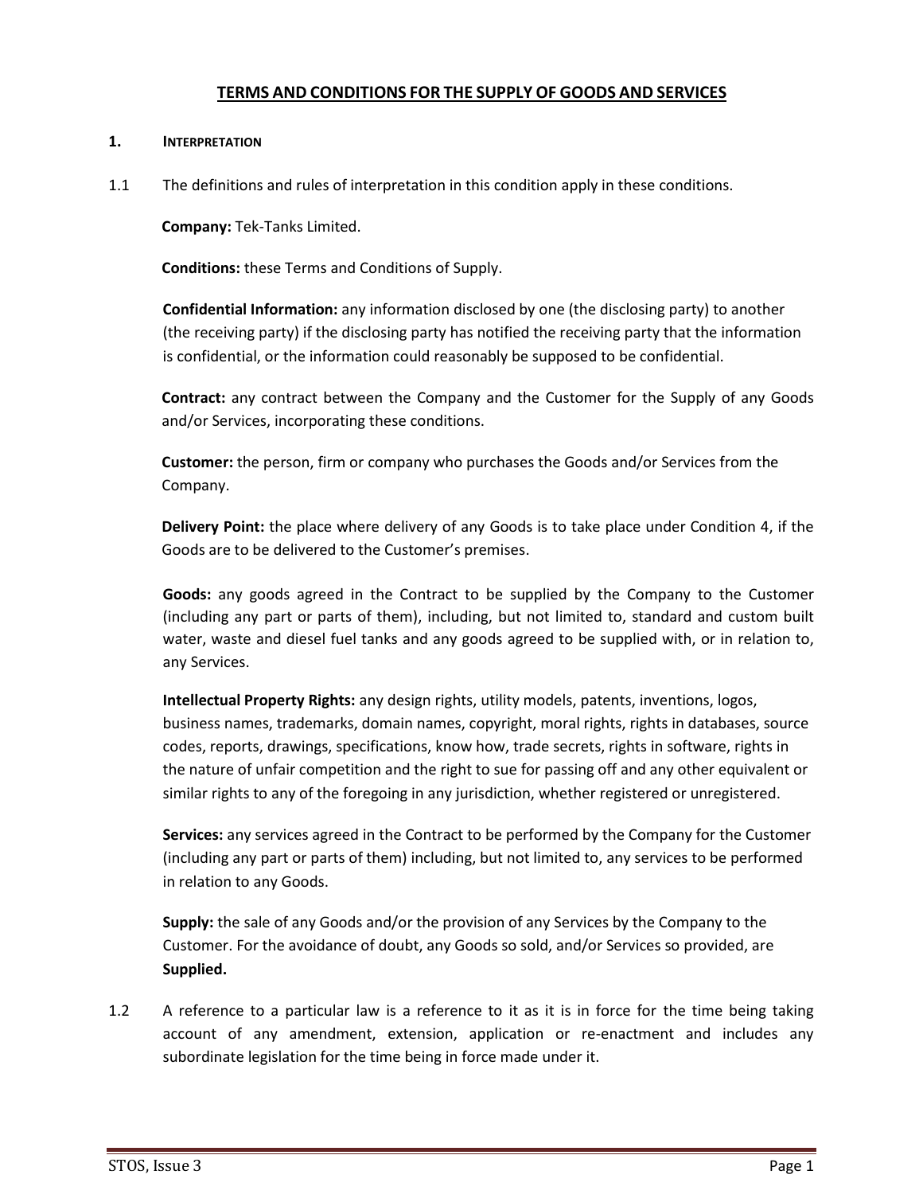# TERMS AND CONDITIONS FOR THE SUPPLY OF GOODS AND SERVICES

## 1. Interpretation

1.1 The definitions and rules of interpretation in this condition apply in these conditions.

**Company:** Tek-Tanks Limited.

**Conditions:** these Terms and Conditions of Supply.

**Confidential Information:** any information disclosed by one (the disclosing party) to another (the receiving party) if the disclosing party has notified the receiving party that the information is confidential, or the information could reasonably be supposed to be confidential.

**Contract:** any contract between the Company and the Customer for the Supply of any Goods and/or Services, incorporating these conditions.

**Customer:** the person, firm or company who purchases the Goods and/or Services from the Company.

**Delivery Point:** the place where delivery of any Goods is to take place under Condition 4, if the Goods are to be delivered to the Customer's premises.

**Goods:** any goods agreed in the Contract to be supplied by the Company to the Customer (including any part or parts of them), including, but not limited to, standard and custom built water, waste and diesel fuel tanks and any goods agreed to be supplied with, or in relation to, any Services.

**Intellectual Property Rights:** any design rights, utility models, patents, inventions, logos, business names, trademarks, domain names, copyright, moral rights, rights in databases, source codes, reports, drawings, specifications, know how, trade secrets, rights in software, rights in the nature of unfair competition and the right to sue for passing off and any other equivalent or similar rights to any of the foregoing in any jurisdiction, whether registered or unregistered.

**Services:** any services agreed in the Contract to be performed by the Company for the Customer (including any part or parts of them) including, but not limited to, any services to be performed in relation to any Goods.

**Supply:** the sale of any Goods and/or the provision of any Services by the Company to the Customer. For the avoidance of doubt, any Goods so sold, and/or Services so provided, are **Supplied.**

1.2 A reference to a particular law is a reference to it as it is in force for the time being taking account of any amendment, extension, application or re-enactment and includes any subordinate legislation for the time being in force made under it.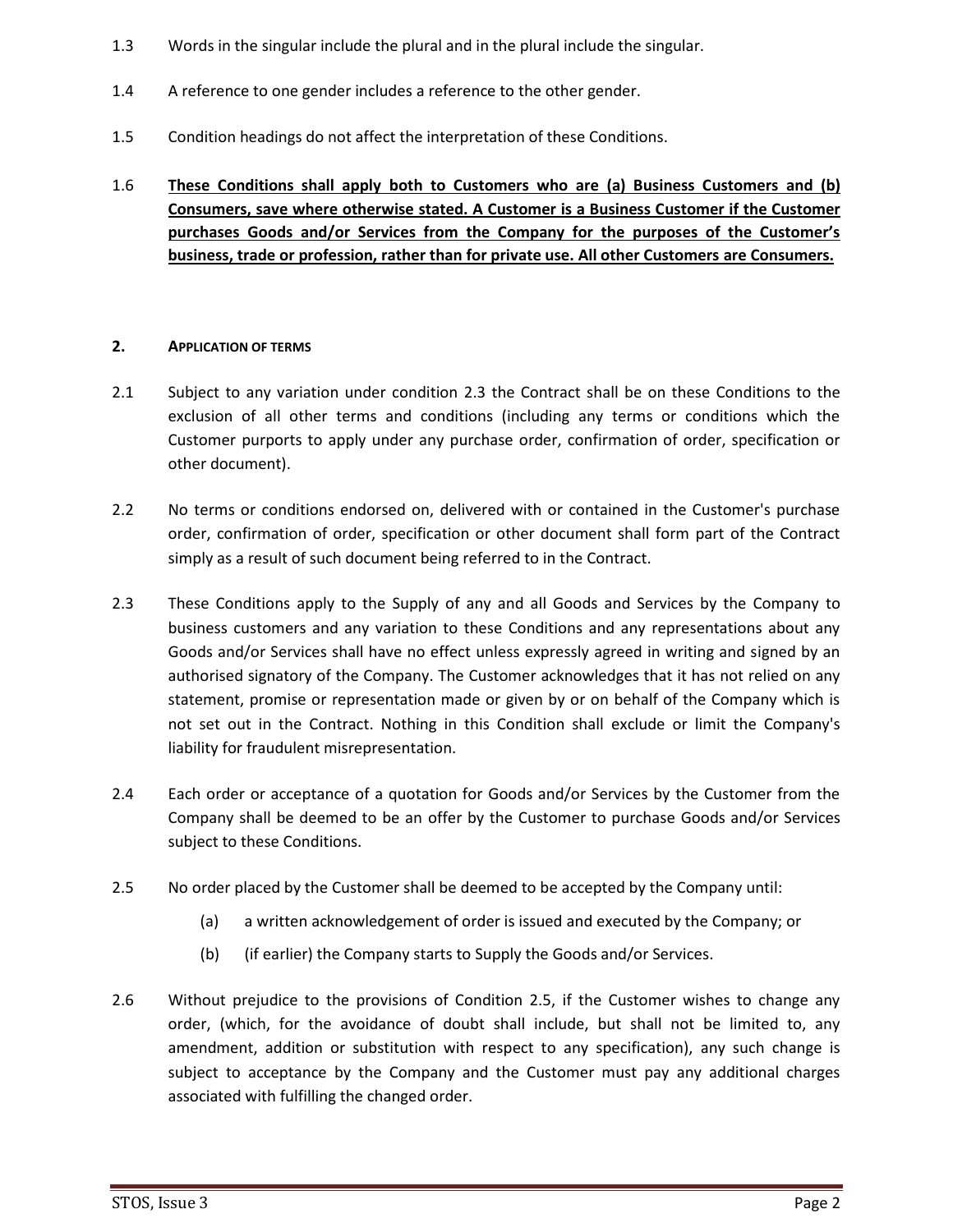1.3 Words in the singular include the plural and in the plural include the singular.

1.4 A reference to one gender includes a reference to the other gender.

1.5 Condition headings do not affect the interpretation of these Conditions.

1.6 **These Conditions shall apply both to Customers who are (a) Business Customers and (b) Consumers, save where otherwise stated. A Customer is a Business Customer if the Customer purchases Goods and/or Services from the Company for the purposes of the Customer's business, trade or profession, rather than for private use. All other Customers are Consumers.**

## 2. APPLICATION OF TERMS

2.1 Subject to any variation under condition 2.3 the Contract shall be on these Conditions to the exclusion of all other terms and conditions (including any terms or conditions which the Customer purports to apply under any purchase order, confirmation of order, specification or other document).

2.2 No terms or conditions endorsed on, delivered with or contained in the Customer's purchase order, confirmation of order, specification or other document shall form part of the Contract simply as a result of such document being referred to in the Contract.

2.3 These Conditions apply to the Supply of any and all Goods and Services by the Company to business customers and any variation to these Conditions and any representations about any Goods and/or Services shall have no effect unless expressly agreed in writing and signed by an authorised signatory of the Company. The Customer acknowledges that it has not relied on any statement, promise or representation made or given by or on behalf of the Company which is not set out in the Contract. Nothing in this Condition shall exclude or limit the Company's liability for fraudulent misrepresentation.

2.4 Each order or acceptance of a quotation for Goods and/or Services by the Customer from the Company shall be deemed to be an offer by the Customer to purchase Goods and/or Services subject to these Conditions.

2.5 No order placed by the Customer shall be deemed to be accepted by the Company until:

(a) a written acknowledgement of order is issued and executed by the Company; or

(b) (if earlier) the Company starts to Supply the Goods and/or Services.

2.6 Without prejudice to the provisions of Condition 2.5, if the Customer wishes to change any order, (which, for the avoidance of doubt shall include, but shall not be limited to, any amendment, addition or substitution with respect to any specification), any such change is subject to acceptance by the Company and the Customer must pay any additional charges associated with fulfilling the changed order.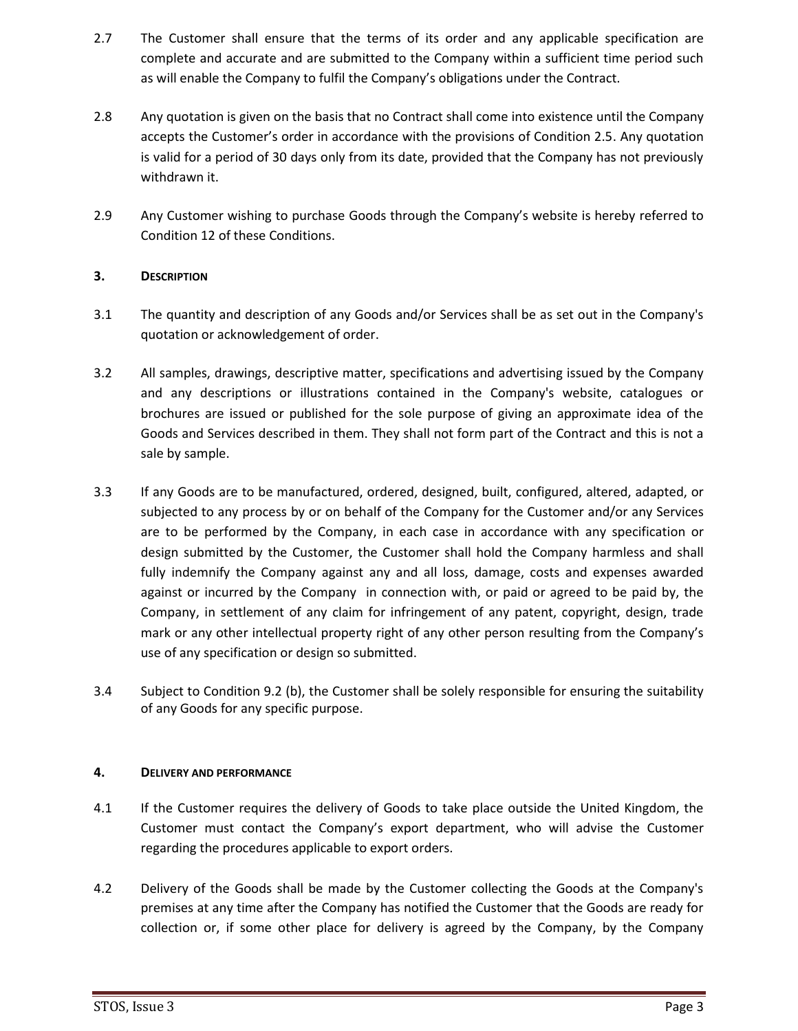2.7 The Customer shall ensure that the terms of its order and any applicable specification are complete and accurate and are submitted to the Company within a sufficient time period such as will enable the Company to fulfil the Company's obligations under the Contract.

2.8 Any quotation is given on the basis that no Contract shall come into existence until the Company accepts the Customer's order in accordance with the provisions of Condition 2.5. Any quotation is valid for a period of 30 days only from its date, provided that the Company has not previously withdrawn it.

2.9 Any Customer wishing to purchase Goods through the Company's website is hereby referred to Condition 12 of these Conditions.

### 3. DESCRIPTION

3.1 The quantity and description of any Goods and/or Services shall be as set out in the Company's quotation or acknowledgement of order.

3.2 All samples, drawings, descriptive matter, specifications and advertising issued by the Company and any descriptions or illustrations contained in the Company's website, catalogues or brochures are issued or published for the sole purpose of giving an approximate idea of the Goods and Services described in them. They shall not form part of the Contract and this is not a sale by sample.

3.3 If any Goods are to be manufactured, ordered, designed, built, configured, altered, adapted, or subjected to any process by or on behalf of the Company for the Customer and/or any Services are to be performed by the Company, in each case in accordance with any specification or design submitted by the Customer, the Customer shall hold the Company harmless and shall fully indemnify the Company against any and all loss, damage, costs and expenses awarded against or incurred by the Company in connection with, or paid or agreed to be paid by, the Company, in settlement of any claim for infringement of any patent, copyright, design, trade mark or any other intellectual property right of any other person resulting from the Company's use of any specification or design so submitted.

3.4 Subject to Condition 9.2 (b), the Customer shall be solely responsible for ensuring the suitability of any Goods for any specific purpose.

### 4. DELIVERY AND PERFORMANCE

4.1 If the Customer requires the delivery of Goods to take place outside the United Kingdom, the Customer must contact the Company's export department, who will advise the Customer regarding the procedures applicable to export orders.

4.2 Delivery of the Goods shall be made by the Customer collecting the Goods at the Company's premises at any time after the Company has notified the Customer that the Goods are ready for collection or, if some other place for delivery is agreed by the Company, by the Company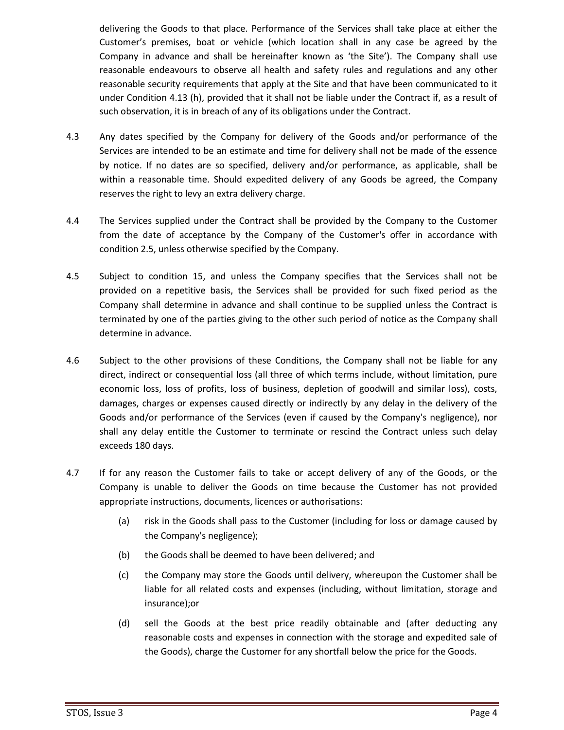delivering the Goods to that place. Performance of the Services shall take place at either the Customer's premises, boat or vehicle (which location shall in any case be agreed by the Company in advance and shall be hereinafter known as 'the Site'). The Company shall use reasonable endeavours to observe all health and safety rules and regulations and any other reasonable security requirements that apply at the Site and that have been communicated to it under Condition 4.13 (h), provided that it shall not be liable under the Contract if, as a result of such observation, it is in breach of any of its obligations under the Contract.

4.3 Any dates specified by the Company for delivery of the Goods and/or performance of the Services are intended to be an estimate and time for delivery shall not be made of the essence by notice. If no dates are so specified, delivery and/or performance, as applicable, shall be within a reasonable time. Should expedited delivery of any Goods be agreed, the Company reserves the right to levy an extra delivery charge.

4.4 The Services supplied under the Contract shall be provided by the Company to the Customer from the date of acceptance by the Company of the Customer's offer in accordance with condition 2.5, unless otherwise specified by the Company.

4.5 Subject to condition 15, and unless the Company specifies that the Services shall not be provided on a repetitive basis, the Services shall be provided for such fixed period as the Company shall determine in advance and shall continue to be supplied unless the Contract is terminated by one of the parties giving to the other such period of notice as the Company shall determine in advance.

4.6 Subject to the other provisions of these Conditions, the Company shall not be liable for any direct, indirect or consequential loss (all three of which terms include, without limitation, pure economic loss, loss of profits, loss of business, depletion of goodwill and similar loss), costs, damages, charges or expenses caused directly or indirectly by any delay in the delivery of the Goods and/or performance of the Services (even if caused by the Company's negligence), nor shall any delay entitle the Customer to terminate or rescind the Contract unless such delay exceeds 180 days.

4.7 If for any reason the Customer fails to take or accept delivery of any of the Goods, or the Company is unable to deliver the Goods on time because the Customer has not provided appropriate instructions, documents, licences or authorisations:

(a) risk in the Goods shall pass to the Customer (including for loss or damage caused by the Company's negligence);

(b) the Goods shall be deemed to have been delivered; and

(c) the Company may store the Goods until delivery, whereupon the Customer shall be liable for all related costs and expenses (including, without limitation, storage and insurance);or

(d) sell the Goods at the best price readily obtainable and (after deducting any reasonable costs and expenses in connection with the storage and expedited sale of the Goods), charge the Customer for any shortfall below the price for the Goods.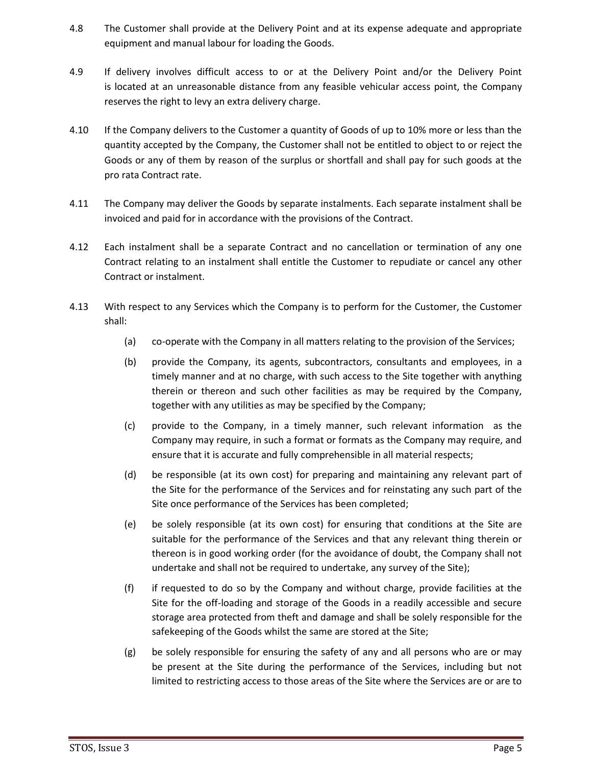4.8 The Customer shall provide at the Delivery Point and at its expense adequate and appropriate equipment and manual labour for loading the Goods.

4.9 If delivery involves difficult access to or at the Delivery Point and/or the Delivery Point is located at an unreasonable distance from any feasible vehicular access point, the Company reserves the right to levy an extra delivery charge.

4.10 If the Company delivers to the Customer a quantity of Goods of up to 10% more or less than the quantity accepted by the Company, the Customer shall not be entitled to object to or reject the Goods or any of them by reason of the surplus or shortfall and shall pay for such goods at the pro rata Contract rate.

4.11 The Company may deliver the Goods by separate instalments. Each separate instalment shall be invoiced and paid for in accordance with the provisions of the Contract.

4.12 Each instalment shall be a separate Contract and no cancellation or termination of any one Contract relating to an instalment shall entitle the Customer to repudiate or cancel any other Contract or instalment.

4.13 With respect to any Services which the Company is to perform for the Customer, the Customer shall:

- (a) co-operate with the Company in all matters relating to the provision of the Services;
- (b) provide the Company, its agents, subcontractors, consultants and employees, in a timely manner and at no charge, with such access to the Site together with anything therein or thereon and such other facilities as may be required by the Company, together with any utilities as may be specified by the Company;
- (c) provide to the Company, in a timely manner, such relevant information as the Company may require, in such a format or formats as the Company may require, and ensure that it is accurate and fully comprehensible in all material respects;
- (d) be responsible (at its own cost) for preparing and maintaining any relevant part of the Site for the performance of the Services and for reinstating any such part of the Site once performance of the Services has been completed;
- (e) be solely responsible (at its own cost) for ensuring that conditions at the Site are suitable for the performance of the Services and that any relevant thing therein or thereon is in good working order (for the avoidance of doubt, the Company shall not undertake and shall not be required to undertake, any survey of the Site);
- (f) if requested to do so by the Company and without charge, provide facilities at the Site for the off-loading and storage of the Goods in a readily accessible and secure storage area protected from theft and damage and shall be solely responsible for the safekeeping of the Goods whilst the same are stored at the Site;
- (g) be solely responsible for ensuring the safety of any and all persons who are or may be present at the Site during the performance of the Services, including but not limited to restricting access to those areas of the Site where the Services are or are to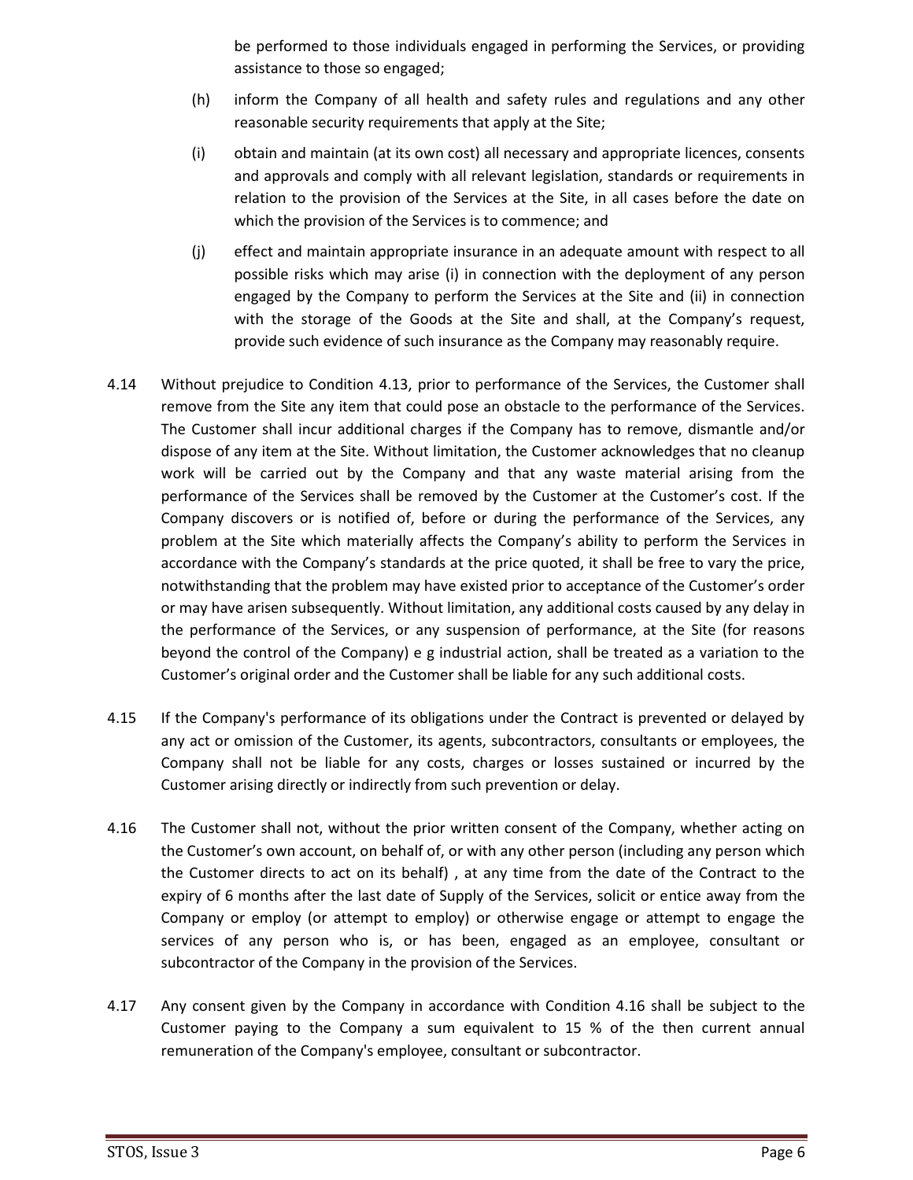be performed to those individuals engaged in performing the Services, or providing assistance to those so engaged;

(h) inform the Company of all health and safety rules and regulations and any other reasonable security requirements that apply at the Site;

(i) obtain and maintain (at its own cost) all necessary and appropriate licences, consents and approvals and comply with all relevant legislation, standards or requirements in relation to the provision of the Services at the Site, in all cases before the date on which the provision of the Services is to commence; and

(j) effect and maintain appropriate insurance in an adequate amount with respect to all possible risks which may arise (i) in connection with the deployment of any person engaged by the Company to perform the Services at the Site and (ii) in connection with the storage of the Goods at the Site and shall, at the Company's request, provide such evidence of such insurance as the Company may reasonably require.

4.14 Without prejudice to Condition 4.13, prior to performance of the Services, the Customer shall remove from the Site any item that could pose an obstacle to the performance of the Services. The Customer shall incur additional charges if the Company has to remove, dismantle and/or dispose of any item at the Site. Without limitation, the Customer acknowledges that no cleanup work will be carried out by the Company and that any waste material arising from the performance of the Services shall be removed by the Customer at the Customer's cost. If the Company discovers or is notified of, before or during the performance of the Services, any problem at the Site which materially affects the Company's ability to perform the Services in accordance with the Company's standards at the price quoted, it shall be free to vary the price, notwithstanding that the problem may have existed prior to acceptance of the Customer's order or may have arisen subsequently. Without limitation, any additional costs caused by any delay in the performance of the Services, or any suspension of performance, at the Site (for reasons beyond the control of the Company) e g industrial action, shall be treated as a variation to the Customer's original order and the Customer shall be liable for any such additional costs.

4.15 If the Company's performance of its obligations under the Contract is prevented or delayed by any act or omission of the Customer, its agents, subcontractors, consultants or employees, the Company shall not be liable for any costs, charges or losses sustained or incurred by the Customer arising directly or indirectly from such prevention or delay.

4.16 The Customer shall not, without the prior written consent of the Company, whether acting on the Customer's own account, on behalf of, or with any other person (including any person which the Customer directs to act on its behalf) , at any time from the date of the Contract to the expiry of 6 months after the last date of Supply of the Services, solicit or entice away from the Company or employ (or attempt to employ) or otherwise engage or attempt to engage the services of any person who is, or has been, engaged as an employee, consultant or subcontractor of the Company in the provision of the Services.

4.17 Any consent given by the Company in accordance with Condition 4.16 shall be subject to the Customer paying to the Company a sum equivalent to 15 % of the then current annual remuneration of the Company's employee, consultant or subcontractor.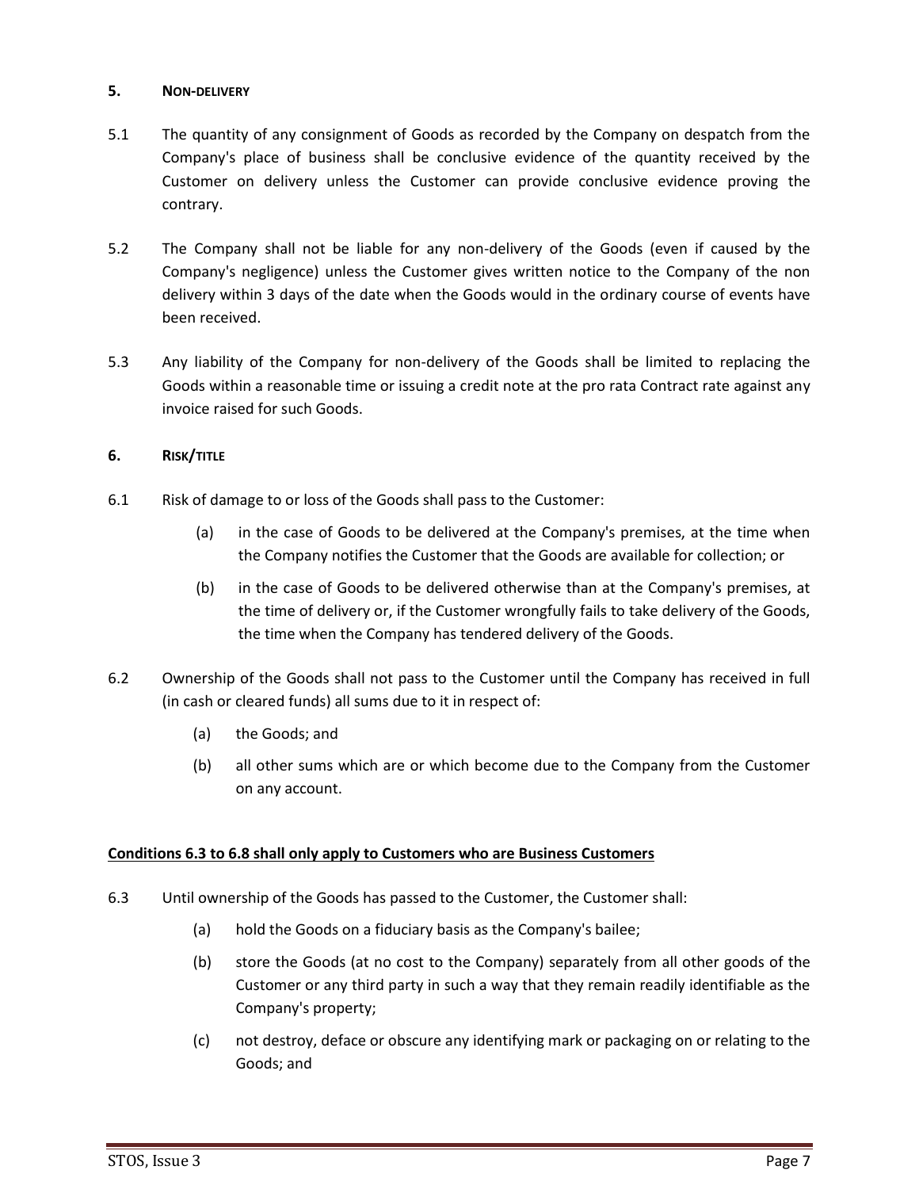## 5. NON-DELIVERY

5.1 The quantity of any consignment of Goods as recorded by the Company on despatch from the Company's place of business shall be conclusive evidence of the quantity received by the Customer on delivery unless the Customer can provide conclusive evidence proving the contrary.

5.2 The Company shall not be liable for any non-delivery of the Goods (even if caused by the Company's negligence) unless the Customer gives written notice to the Company of the non delivery within 3 days of the date when the Goods would in the ordinary course of events have been received.

5.3 Any liability of the Company for non-delivery of the Goods shall be limited to replacing the Goods within a reasonable time or issuing a credit note at the pro rata Contract rate against any invoice raised for such Goods.

## 6. RISK/TITLE

6.1 Risk of damage to or loss of the Goods shall pass to the Customer:

- (a) in the case of Goods to be delivered at the Company's premises, at the time when the Company notifies the Customer that the Goods are available for collection; or
- (b) in the case of Goods to be delivered otherwise than at the Company's premises, at the time of delivery or, if the Customer wrongfully fails to take delivery of the Goods, the time when the Company has tendered delivery of the Goods.

6.2 Ownership of the Goods shall not pass to the Customer until the Company has received in full (in cash or cleared funds) all sums due to it in respect of:

- (a) the Goods; and
- (b) all other sums which are or which become due to the Company from the Customer on any account.

**Conditions 6.3 to 6.8 shall only apply to Customers who are Business Customers**

6.3 Until ownership of the Goods has passed to the Customer, the Customer shall:

- (a) hold the Goods on a fiduciary basis as the Company's bailee;
- (b) store the Goods (at no cost to the Company) separately from all other goods of the Customer or any third party in such a way that they remain readily identifiable as the Company's property;
- (c) not destroy, deface or obscure any identifying mark or packaging on or relating to the Goods; and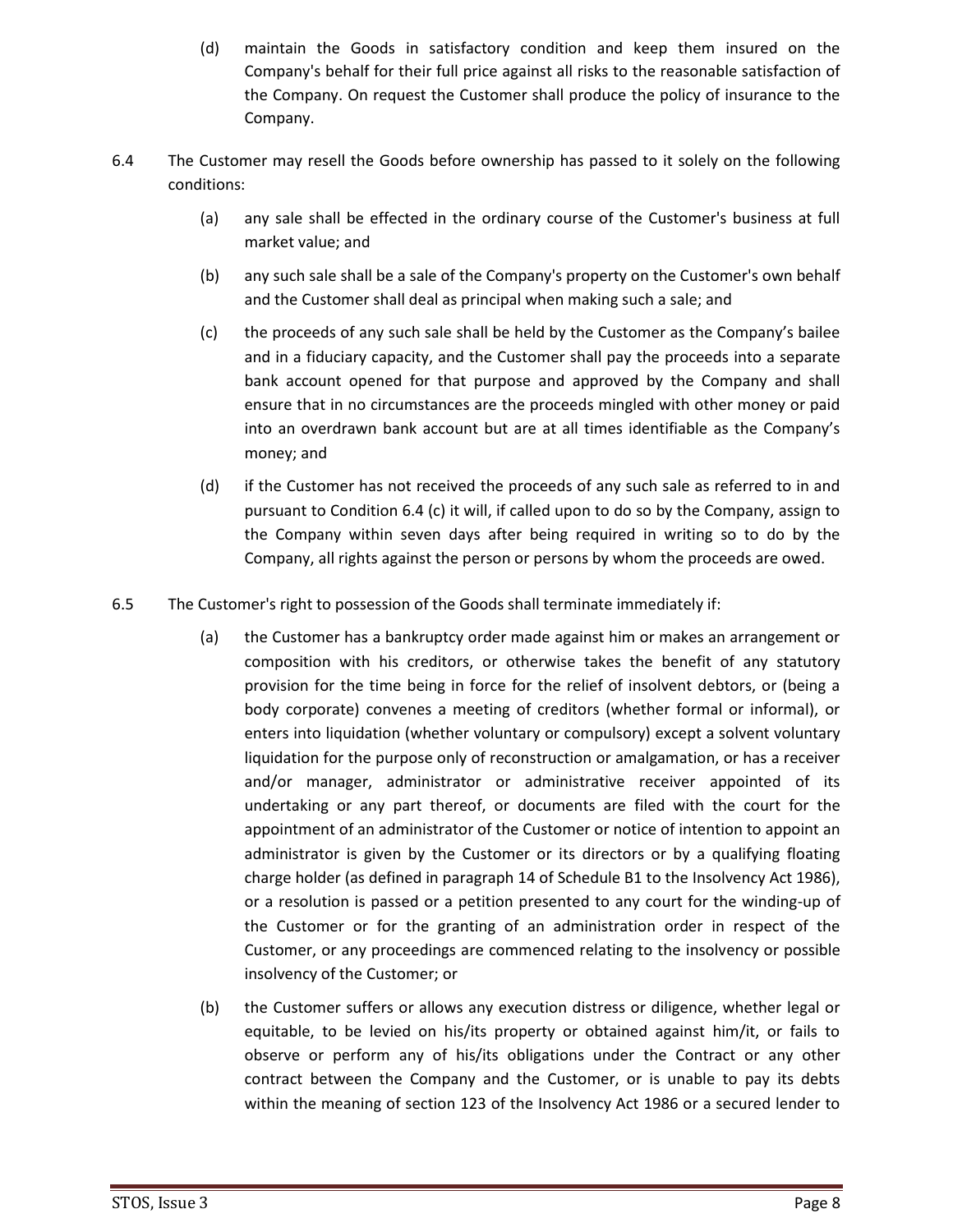(d) maintain the Goods in satisfactory condition and keep them insured on the Company's behalf for their full price against all risks to the reasonable satisfaction of the Company. On request the Customer shall produce the policy of insurance to the Company.

6.4 The Customer may resell the Goods before ownership has passed to it solely on the following conditions:

(a) any sale shall be effected in the ordinary course of the Customer's business at full market value; and

(b) any such sale shall be a sale of the Company's property on the Customer's own behalf and the Customer shall deal as principal when making such a sale; and

(c) the proceeds of any such sale shall be held by the Customer as the Company's bailee and in a fiduciary capacity, and the Customer shall pay the proceeds into a separate bank account opened for that purpose and approved by the Company and shall ensure that in no circumstances are the proceeds mingled with other money or paid into an overdrawn bank account but are at all times identifiable as the Company's money; and

(d) if the Customer has not received the proceeds of any such sale as referred to in and pursuant to Condition 6.4 (c) it will, if called upon to do so by the Company, assign to the Company within seven days after being required in writing so to do by the Company, all rights against the person or persons by whom the proceeds are owed.

6.5 The Customer's right to possession of the Goods shall terminate immediately if:

(a) the Customer has a bankruptcy order made against him or makes an arrangement or composition with his creditors, or otherwise takes the benefit of any statutory provision for the time being in force for the relief of insolvent debtors, or (being a body corporate) convenes a meeting of creditors (whether formal or informal), or enters into liquidation (whether voluntary or compulsory) except a solvent voluntary liquidation for the purpose only of reconstruction or amalgamation, or has a receiver and/or manager, administrator or administrative receiver appointed of its undertaking or any part thereof, or documents are filed with the court for the appointment of an administrator of the Customer or notice of intention to appoint an administrator is given by the Customer or its directors or by a qualifying floating charge holder (as defined in paragraph 14 of Schedule B1 to the Insolvency Act 1986), or a resolution is passed or a petition presented to any court for the winding-up of the Customer or for the granting of an administration order in respect of the Customer, or any proceedings are commenced relating to the insolvency or possible insolvency of the Customer; or

(b) the Customer suffers or allows any execution distress or diligence, whether legal or equitable, to be levied on his/its property or obtained against him/it, or fails to observe or perform any of his/its obligations under the Contract or any other contract between the Company and the Customer, or is unable to pay its debts within the meaning of section 123 of the Insolvency Act 1986 or a secured lender to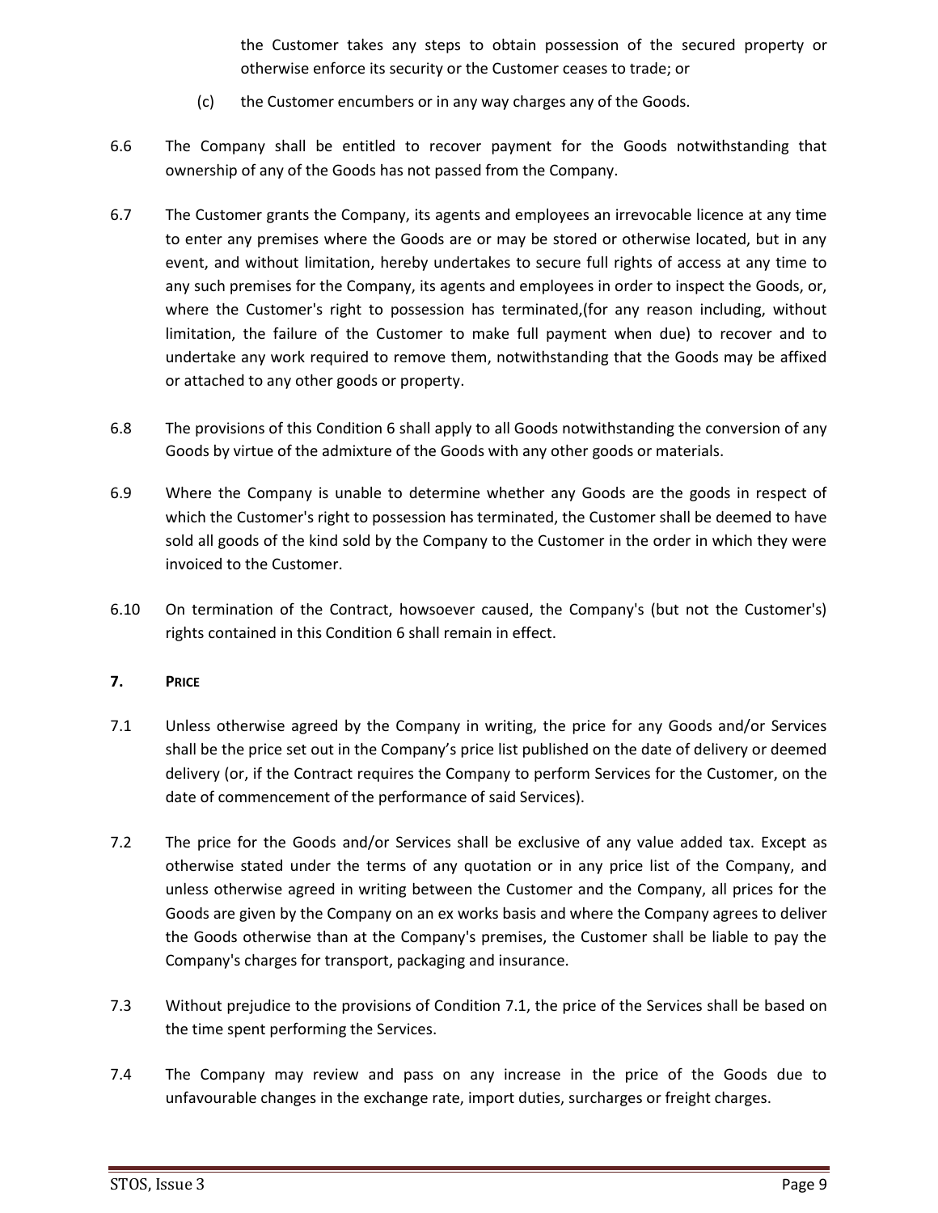the Customer takes any steps to obtain possession of the secured property or otherwise enforce its security or the Customer ceases to trade; or

(c) the Customer encumbers or in any way charges any of the Goods.

6.6 The Company shall be entitled to recover payment for the Goods notwithstanding that ownership of any of the Goods has not passed from the Company.

6.7 The Customer grants the Company, its agents and employees an irrevocable licence at any time to enter any premises where the Goods are or may be stored or otherwise located, but in any event, and without limitation, hereby undertakes to secure full rights of access at any time to any such premises for the Company, its agents and employees in order to inspect the Goods, or, where the Customer's right to possession has terminated,(for any reason including, without limitation, the failure of the Customer to make full payment when due) to recover and to undertake any work required to remove them, notwithstanding that the Goods may be affixed or attached to any other goods or property.

6.8 The provisions of this Condition 6 shall apply to all Goods notwithstanding the conversion of any Goods by virtue of the admixture of the Goods with any other goods or materials.

6.9 Where the Company is unable to determine whether any Goods are the goods in respect of which the Customer's right to possession has terminated, the Customer shall be deemed to have sold all goods of the kind sold by the Company to the Customer in the order in which they were invoiced to the Customer.

6.10 On termination of the Contract, howsoever caused, the Company's (but not the Customer's) rights contained in this Condition 6 shall remain in effect.

## 7. PRICE

7.1 Unless otherwise agreed by the Company in writing, the price for any Goods and/or Services shall be the price set out in the Company's price list published on the date of delivery or deemed delivery (or, if the Contract requires the Company to perform Services for the Customer, on the date of commencement of the performance of said Services).

7.2 The price for the Goods and/or Services shall be exclusive of any value added tax. Except as otherwise stated under the terms of any quotation or in any price list of the Company, and unless otherwise agreed in writing between the Customer and the Company, all prices for the Goods are given by the Company on an ex works basis and where the Company agrees to deliver the Goods otherwise than at the Company's premises, the Customer shall be liable to pay the Company's charges for transport, packaging and insurance.

7.3 Without prejudice to the provisions of Condition 7.1, the price of the Services shall be based on the time spent performing the Services.

7.4 The Company may review and pass on any increase in the price of the Goods due to unfavourable changes in the exchange rate, import duties, surcharges or freight charges.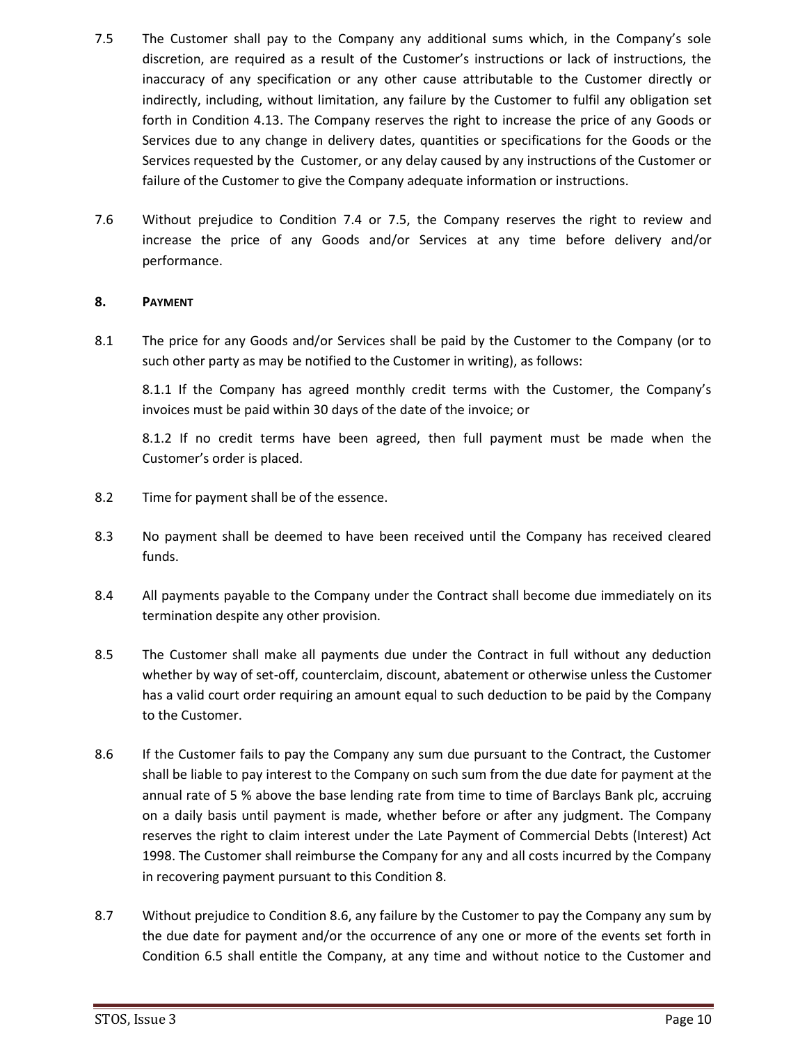7.5 The Customer shall pay to the Company any additional sums which, in the Company's sole discretion, are required as a result of the Customer's instructions or lack of instructions, the inaccuracy of any specification or any other cause attributable to the Customer directly or indirectly, including, without limitation, any failure by the Customer to fulfil any obligation set forth in Condition 4.13. The Company reserves the right to increase the price of any Goods or Services due to any change in delivery dates, quantities or specifications for the Goods or the Services requested by the Customer, or any delay caused by any instructions of the Customer or failure of the Customer to give the Company adequate information or instructions.

7.6 Without prejudice to Condition 7.4 or 7.5, the Company reserves the right to review and increase the price of any Goods and/or Services at any time before delivery and/or performance.

## 8. PAYMENT

8.1 The price for any Goods and/or Services shall be paid by the Customer to the Company (or to such other party as may be notified to the Customer in writing), as follows:

8.1.1 If the Company has agreed monthly credit terms with the Customer, the Company's invoices must be paid within 30 days of the date of the invoice; or

8.1.2 If no credit terms have been agreed, then full payment must be made when the Customer's order is placed.

8.2 Time for payment shall be of the essence.

8.3 No payment shall be deemed to have been received until the Company has received cleared funds.

8.4 All payments payable to the Company under the Contract shall become due immediately on its termination despite any other provision.

8.5 The Customer shall make all payments due under the Contract in full without any deduction whether by way of set-off, counterclaim, discount, abatement or otherwise unless the Customer has a valid court order requiring an amount equal to such deduction to be paid by the Company to the Customer.

8.6 If the Customer fails to pay the Company any sum due pursuant to the Contract, the Customer shall be liable to pay interest to the Company on such sum from the due date for payment at the annual rate of 5 % above the base lending rate from time to time of Barclays Bank plc, accruing on a daily basis until payment is made, whether before or after any judgment. The Company reserves the right to claim interest under the Late Payment of Commercial Debts (Interest) Act 1998. The Customer shall reimburse the Company for any and all costs incurred by the Company in recovering payment pursuant to this Condition 8.

8.7 Without prejudice to Condition 8.6, any failure by the Customer to pay the Company any sum by the due date for payment and/or the occurrence of any one or more of the events set forth in Condition 6.5 shall entitle the Company, at any time and without notice to the Customer and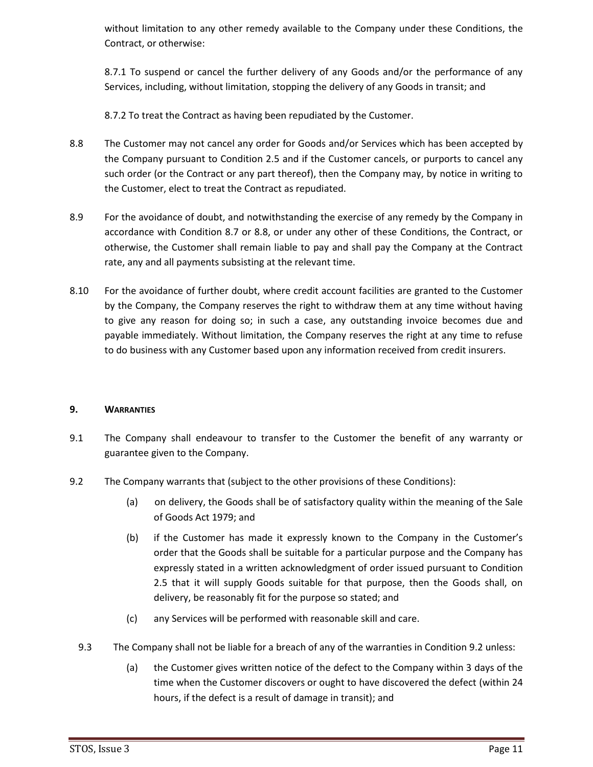without limitation to any other remedy available to the Company under these Conditions, the Contract, or otherwise:

8.7.1 To suspend or cancel the further delivery of any Goods and/or the performance of any Services, including, without limitation, stopping the delivery of any Goods in transit; and

8.7.2 To treat the Contract as having been repudiated by the Customer.

8.8 The Customer may not cancel any order for Goods and/or Services which has been accepted by the Company pursuant to Condition 2.5 and if the Customer cancels, or purports to cancel any such order (or the Contract or any part thereof), then the Company may, by notice in writing to the Customer, elect to treat the Contract as repudiated.

8.9 For the avoidance of doubt, and notwithstanding the exercise of any remedy by the Company in accordance with Condition 8.7 or 8.8, or under any other of these Conditions, the Contract, or otherwise, the Customer shall remain liable to pay and shall pay the Company at the Contract rate, any and all payments subsisting at the relevant time.

8.10 For the avoidance of further doubt, where credit account facilities are granted to the Customer by the Company, the Company reserves the right to withdraw them at any time without having to give any reason for doing so; in such a case, any outstanding invoice becomes due and payable immediately. Without limitation, the Company reserves the right at any time to refuse to do business with any Customer based upon any information received from credit insurers.

## 9. WARRANTIES

9.1 The Company shall endeavour to transfer to the Customer the benefit of any warranty or guarantee given to the Company.

9.2 The Company warrants that (subject to the other provisions of these Conditions):

(a) on delivery, the Goods shall be of satisfactory quality within the meaning of the Sale of Goods Act 1979; and

(b) if the Customer has made it expressly known to the Company in the Customer's order that the Goods shall be suitable for a particular purpose and the Company has expressly stated in a written acknowledgment of order issued pursuant to Condition 2.5 that it will supply Goods suitable for that purpose, then the Goods shall, on delivery, be reasonably fit for the purpose so stated; and

(c) any Services will be performed with reasonable skill and care.

9.3 The Company shall not be liable for a breach of any of the warranties in Condition 9.2 unless:

(a) the Customer gives written notice of the defect to the Company within 3 days of the time when the Customer discovers or ought to have discovered the defect (within 24 hours, if the defect is a result of damage in transit); and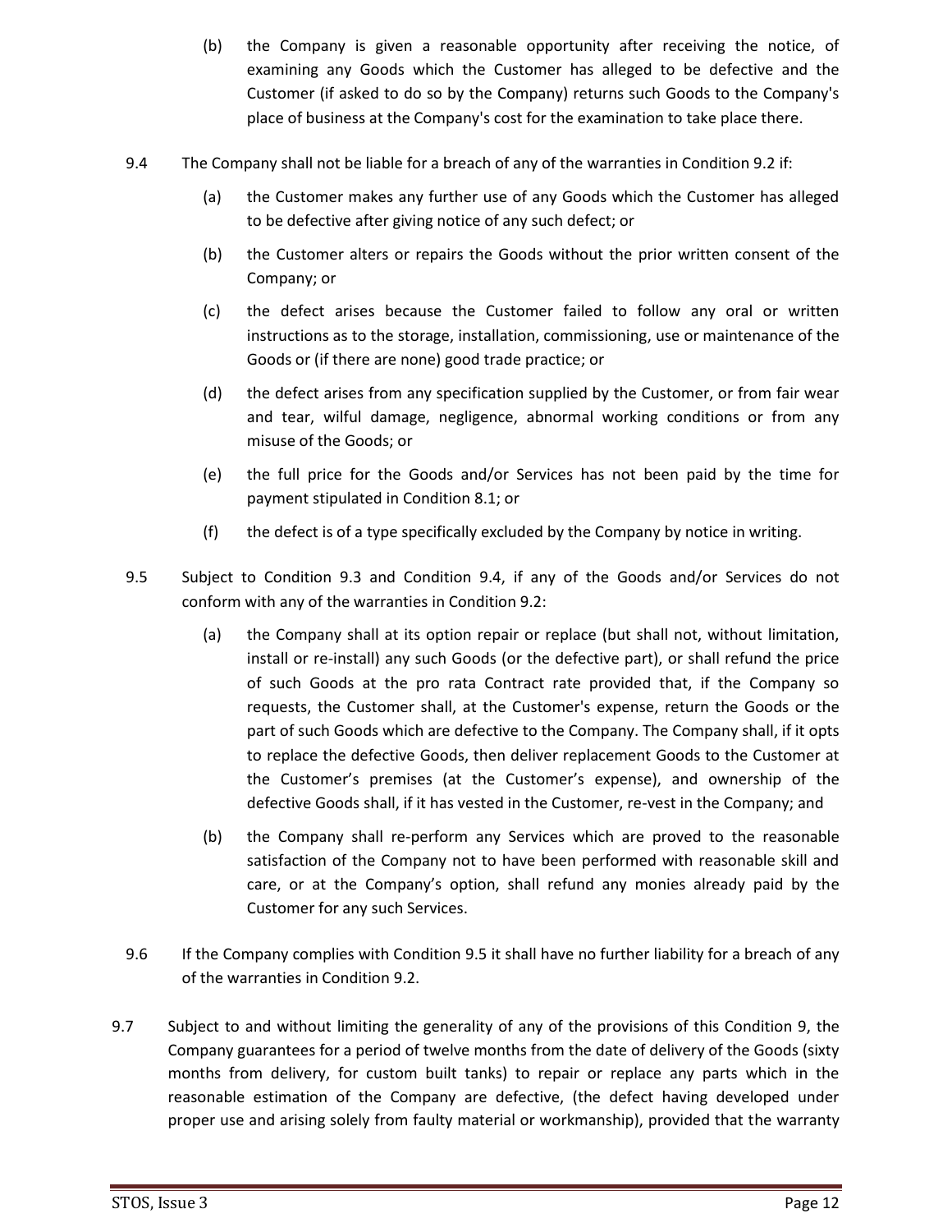(b) the Company is given a reasonable opportunity after receiving the notice, of examining any Goods which the Customer has alleged to be defective and the Customer (if asked to do so by the Company) returns such Goods to the Company's place of business at the Company's cost for the examination to take place there.

9.4 The Company shall not be liable for a breach of any of the warranties in Condition 9.2 if:

(a) the Customer makes any further use of any Goods which the Customer has alleged to be defective after giving notice of any such defect; or

(b) the Customer alters or repairs the Goods without the prior written consent of the Company; or

(c) the defect arises because the Customer failed to follow any oral or written instructions as to the storage, installation, commissioning, use or maintenance of the Goods or (if there are none) good trade practice; or

(d) the defect arises from any specification supplied by the Customer, or from fair wear and tear, wilful damage, negligence, abnormal working conditions or from any misuse of the Goods; or

(e) the full price for the Goods and/or Services has not been paid by the time for payment stipulated in Condition 8.1; or

(f) the defect is of a type specifically excluded by the Company by notice in writing.

9.5 Subject to Condition 9.3 and Condition 9.4, if any of the Goods and/or Services do not conform with any of the warranties in Condition 9.2:

(a) the Company shall at its option repair or replace (but shall not, without limitation, install or re-install) any such Goods (or the defective part), or shall refund the price of such Goods at the pro rata Contract rate provided that, if the Company so requests, the Customer shall, at the Customer's expense, return the Goods or the part of such Goods which are defective to the Company. The Company shall, if it opts to replace the defective Goods, then deliver replacement Goods to the Customer at the Customer's premises (at the Customer's expense), and ownership of the defective Goods shall, if it has vested in the Customer, re-vest in the Company; and

(b) the Company shall re-perform any Services which are proved to the reasonable satisfaction of the Company not to have been performed with reasonable skill and care, or at the Company's option, shall refund any monies already paid by the Customer for any such Services.

9.6 If the Company complies with Condition 9.5 it shall have no further liability for a breach of any of the warranties in Condition 9.2.

9.7 Subject to and without limiting the generality of any of the provisions of this Condition 9, the Company guarantees for a period of twelve months from the date of delivery of the Goods (sixty months from delivery, for custom built tanks) to repair or replace any parts which in the reasonable estimation of the Company are defective, (the defect having developed under proper use and arising solely from faulty material or workmanship), provided that the warranty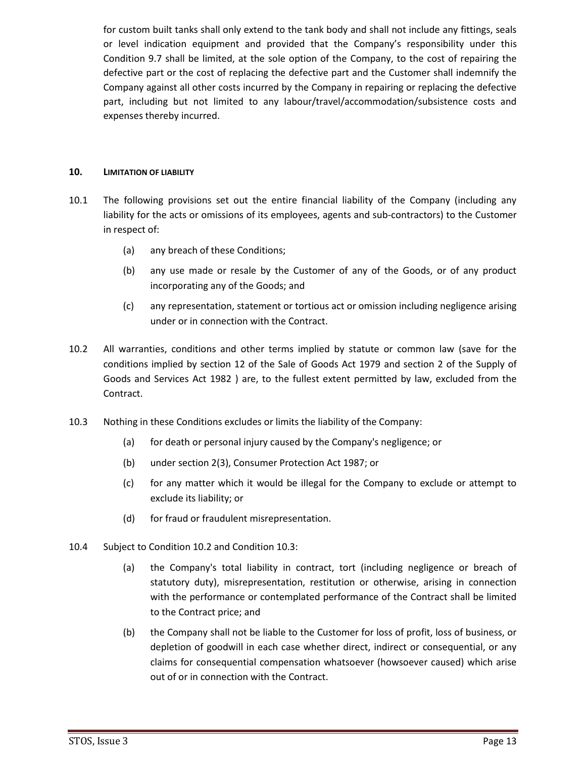for custom built tanks shall only extend to the tank body and shall not include any fittings, seals or level indication equipment and provided that the Company's responsibility under this Condition 9.7 shall be limited, at the sole option of the Company, to the cost of repairing the defective part or the cost of replacing the defective part and the Customer shall indemnify the Company against all other costs incurred by the Company in repairing or replacing the defective part, including but not limited to any labour/travel/accommodation/subsistence costs and expenses thereby incurred.

## 10. LIMITATION OF LIABILITY

10.1 The following provisions set out the entire financial liability of the Company (including any liability for the acts or omissions of its employees, agents and sub-contractors) to the Customer in respect of:

- (a) any breach of these Conditions;
- (b) any use made or resale by the Customer of any of the Goods, or of any product incorporating any of the Goods; and
- (c) any representation, statement or tortious act or omission including negligence arising under or in connection with the Contract.

10.2 All warranties, conditions and other terms implied by statute or common law (save for the conditions implied by section 12 of the Sale of Goods Act 1979 and section 2 of the Supply of Goods and Services Act 1982 ) are, to the fullest extent permitted by law, excluded from the Contract.

10.3 Nothing in these Conditions excludes or limits the liability of the Company:

- (a) for death or personal injury caused by the Company's negligence; or
- (b) under section 2(3), Consumer Protection Act 1987; or
- (c) for any matter which it would be illegal for the Company to exclude or attempt to exclude its liability; or
- (d) for fraud or fraudulent misrepresentation.

10.4 Subject to Condition 10.2 and Condition 10.3:

- (a) the Company's total liability in contract, tort (including negligence or breach of statutory duty), misrepresentation, restitution or otherwise, arising in connection with the performance or contemplated performance of the Contract shall be limited to the Contract price; and
- (b) the Company shall not be liable to the Customer for loss of profit, loss of business, or depletion of goodwill in each case whether direct, indirect or consequential, or any claims for consequential compensation whatsoever (howsoever caused) which arise out of or in connection with the Contract.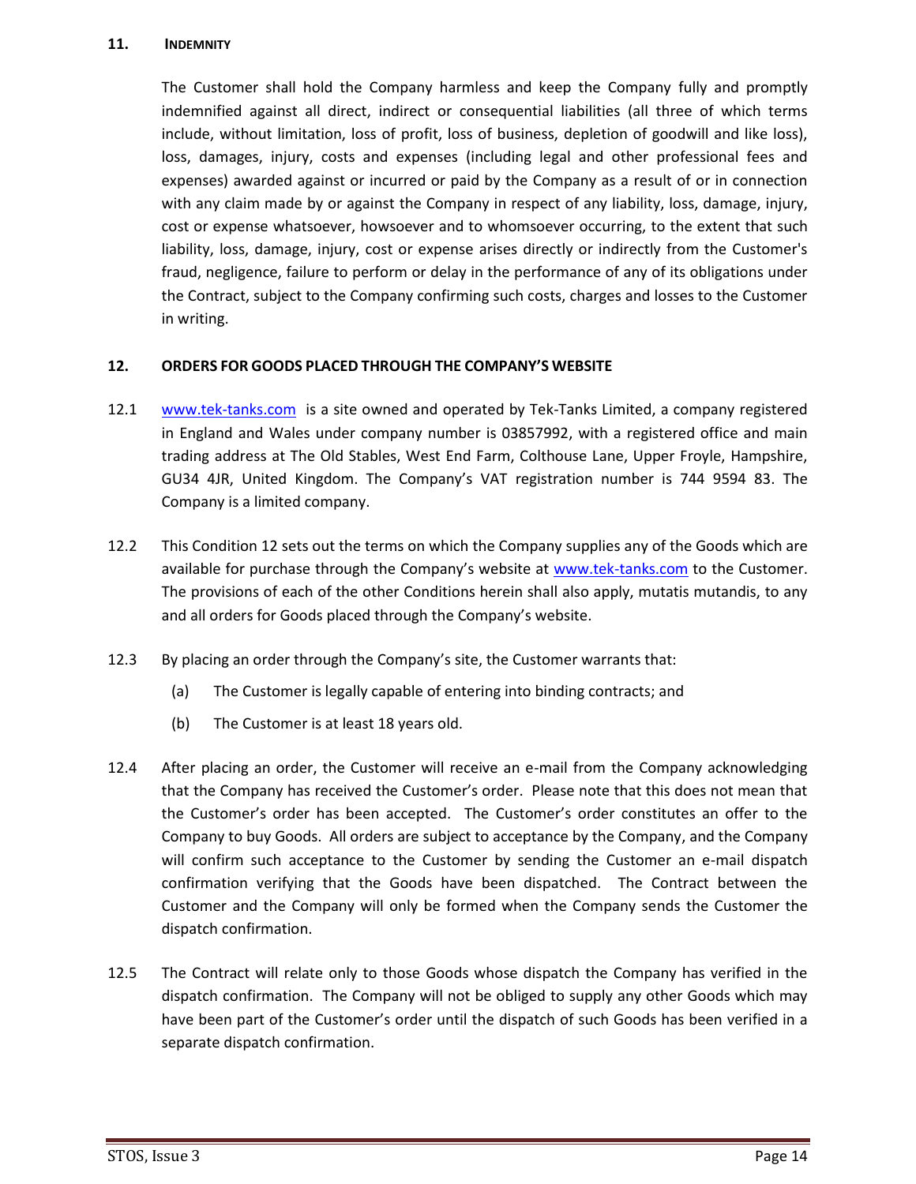## 11. INDEMNITY

The Customer shall hold the Company harmless and keep the Company fully and promptly indemnified against all direct, indirect or consequential liabilities (all three of which terms include, without limitation, loss of profit, loss of business, depletion of goodwill and like loss), loss, damages, injury, costs and expenses (including legal and other professional fees and expenses) awarded against or incurred or paid by the Company as a result of or in connection with any claim made by or against the Company in respect of any liability, loss, damage, injury, cost or expense whatsoever, howsoever and to whomsoever occurring, to the extent that such liability, loss, damage, injury, cost or expense arises directly or indirectly from the Customer's fraud, negligence, failure to perform or delay in the performance of any of its obligations under the Contract, subject to the Company confirming such costs, charges and losses to the Customer in writing.

## 12. ORDERS FOR GOODS PLACED THROUGH THE COMPANY'S WEBSITE

12.1 www.tek-tanks.com is a site owned and operated by Tek-Tanks Limited, a company registered in England and Wales under company number is 03857992, with a registered office and main trading address at The Old Stables, West End Farm, Colthouse Lane, Upper Froyle, Hampshire, GU34 4JR, United Kingdom. The Company's VAT registration number is 744 9594 83. The Company is a limited company.

12.2 This Condition 12 sets out the terms on which the Company supplies any of the Goods which are available for purchase through the Company's website at www.tek-tanks.com to the Customer. The provisions of each of the other Conditions herein shall also apply, mutatis mutandis, to any and all orders for Goods placed through the Company's website.

12.3 By placing an order through the Company's site, the Customer warrants that:

(a) The Customer is legally capable of entering into binding contracts; and

(b) The Customer is at least 18 years old.

12.4 After placing an order, the Customer will receive an e-mail from the Company acknowledging that the Company has received the Customer's order. Please note that this does not mean that the Customer's order has been accepted. The Customer's order constitutes an offer to the Company to buy Goods. All orders are subject to acceptance by the Company, and the Company will confirm such acceptance to the Customer by sending the Customer an e-mail dispatch confirmation verifying that the Goods have been dispatched. The Contract between the Customer and the Company will only be formed when the Company sends the Customer the dispatch confirmation.

12.5 The Contract will relate only to those Goods whose dispatch the Company has verified in the dispatch confirmation. The Company will not be obliged to supply any other Goods which may have been part of the Customer's order until the dispatch of such Goods has been verified in a separate dispatch confirmation.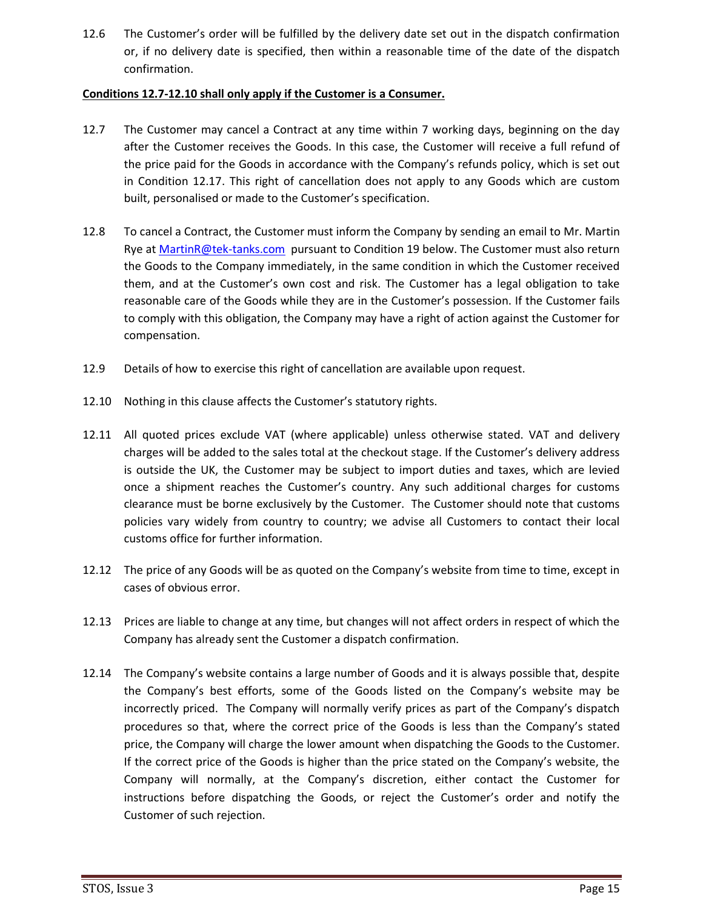12.6 The Customer's order will be fulfilled by the delivery date set out in the dispatch confirmation or, if no delivery date is specified, then within a reasonable time of the date of the dispatch confirmation.

**Conditions 12.7-12.10 shall only apply if the Customer is a Consumer.**

12.7 The Customer may cancel a Contract at any time within 7 working days, beginning on the day after the Customer receives the Goods. In this case, the Customer will receive a full refund of the price paid for the Goods in accordance with the Company's refunds policy, which is set out in Condition 12.17. This right of cancellation does not apply to any Goods which are custom built, personalised or made to the Customer's specification.

12.8 To cancel a Contract, the Customer must inform the Company by sending an email to Mr. Martin Rye at MartinR@tek-tanks.com pursuant to Condition 19 below. The Customer must also return the Goods to the Company immediately, in the same condition in which the Customer received them, and at the Customer's own cost and risk. The Customer has a legal obligation to take reasonable care of the Goods while they are in the Customer's possession. If the Customer fails to comply with this obligation, the Company may have a right of action against the Customer for compensation.

12.9 Details of how to exercise this right of cancellation are available upon request.

12.10 Nothing in this clause affects the Customer's statutory rights.

12.11 All quoted prices exclude VAT (where applicable) unless otherwise stated. VAT and delivery charges will be added to the sales total at the checkout stage. If the Customer's delivery address is outside the UK, the Customer may be subject to import duties and taxes, which are levied once a shipment reaches the Customer's country. Any such additional charges for customs clearance must be borne exclusively by the Customer. The Customer should note that customs policies vary widely from country to country; we advise all Customers to contact their local customs office for further information.

12.12 The price of any Goods will be as quoted on the Company's website from time to time, except in cases of obvious error.

12.13 Prices are liable to change at any time, but changes will not affect orders in respect of which the Company has already sent the Customer a dispatch confirmation.

12.14 The Company's website contains a large number of Goods and it is always possible that, despite the Company's best efforts, some of the Goods listed on the Company's website may be incorrectly priced. The Company will normally verify prices as part of the Company's dispatch procedures so that, where the correct price of the Goods is less than the Company's stated price, the Company will charge the lower amount when dispatching the Goods to the Customer. If the correct price of the Goods is higher than the price stated on the Company's website, the Company will normally, at the Company's discretion, either contact the Customer for instructions before dispatching the Goods, or reject the Customer's order and notify the Customer of such rejection.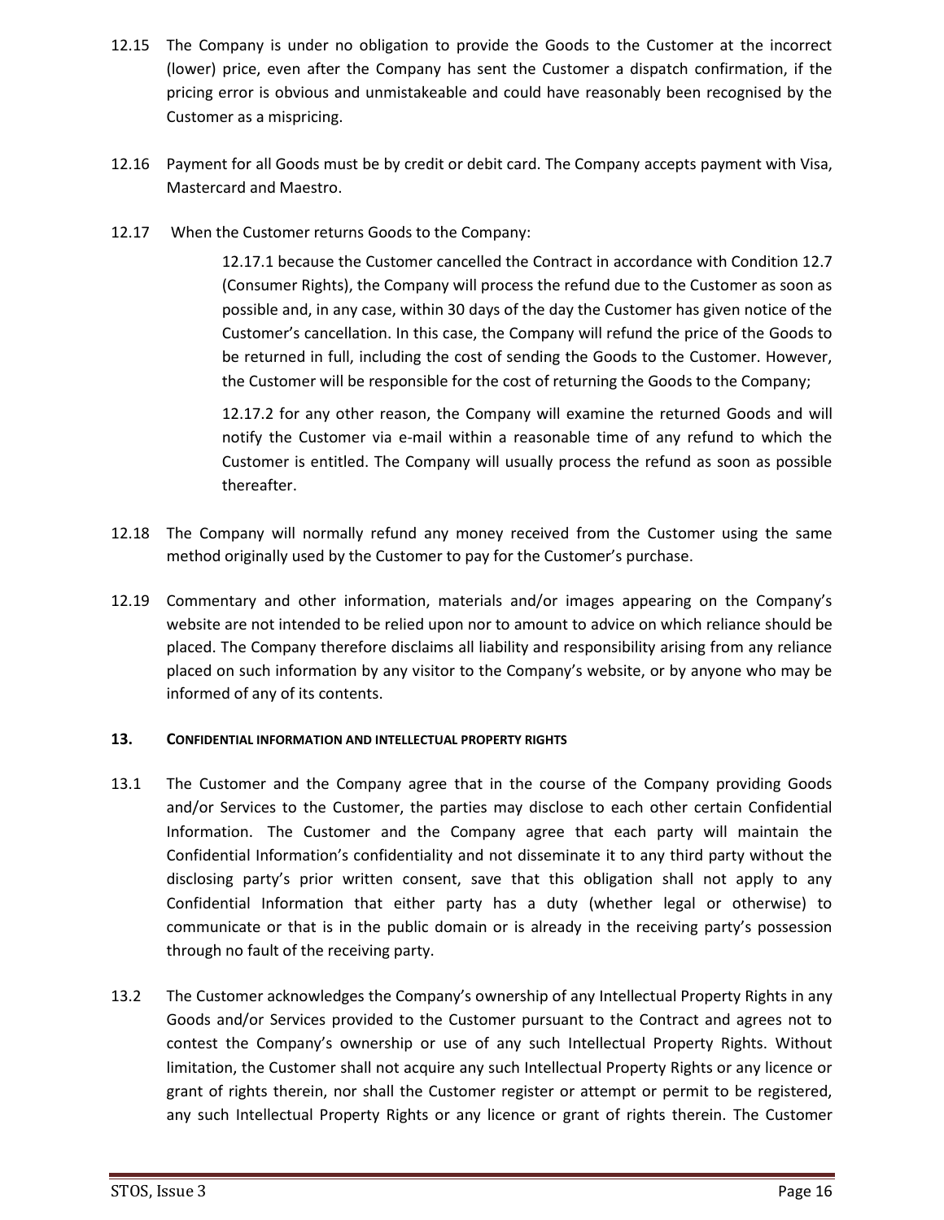12.15 The Company is under no obligation to provide the Goods to the Customer at the incorrect (lower) price, even after the Company has sent the Customer a dispatch confirmation, if the pricing error is obvious and unmistakeable and could have reasonably been recognised by the Customer as a mispricing.

12.16 Payment for all Goods must be by credit or debit card. The Company accepts payment with Visa, Mastercard and Maestro.

12.17 When the Customer returns Goods to the Company:

12.17.1 because the Customer cancelled the Contract in accordance with Condition 12.7 (Consumer Rights), the Company will process the refund due to the Customer as soon as possible and, in any case, within 30 days of the day the Customer has given notice of the Customer's cancellation. In this case, the Company will refund the price of the Goods to be returned in full, including the cost of sending the Goods to the Customer. However, the Customer will be responsible for the cost of returning the Goods to the Company;

12.17.2 for any other reason, the Company will examine the returned Goods and will notify the Customer via e-mail within a reasonable time of any refund to which the Customer is entitled. The Company will usually process the refund as soon as possible thereafter.

12.18 The Company will normally refund any money received from the Customer using the same method originally used by the Customer to pay for the Customer's purchase.

12.19 Commentary and other information, materials and/or images appearing on the Company's website are not intended to be relied upon nor to amount to advice on which reliance should be placed. The Company therefore disclaims all liability and responsibility arising from any reliance placed on such information by any visitor to the Company's website, or by anyone who may be informed of any of its contents.

## 13. CONFIDENTIAL INFORMATION AND INTELLECTUAL PROPERTY RIGHTS

13.1 The Customer and the Company agree that in the course of the Company providing Goods and/or Services to the Customer, the parties may disclose to each other certain Confidential Information. The Customer and the Company agree that each party will maintain the Confidential Information's confidentiality and not disseminate it to any third party without the disclosing party's prior written consent, save that this obligation shall not apply to any Confidential Information that either party has a duty (whether legal or otherwise) to communicate or that is in the public domain or is already in the receiving party's possession through no fault of the receiving party.

13.2 The Customer acknowledges the Company's ownership of any Intellectual Property Rights in any Goods and/or Services provided to the Customer pursuant to the Contract and agrees not to contest the Company's ownership or use of any such Intellectual Property Rights. Without limitation, the Customer shall not acquire any such Intellectual Property Rights or any licence or grant of rights therein, nor shall the Customer register or attempt or permit to be registered, any such Intellectual Property Rights or any licence or grant of rights therein. The Customer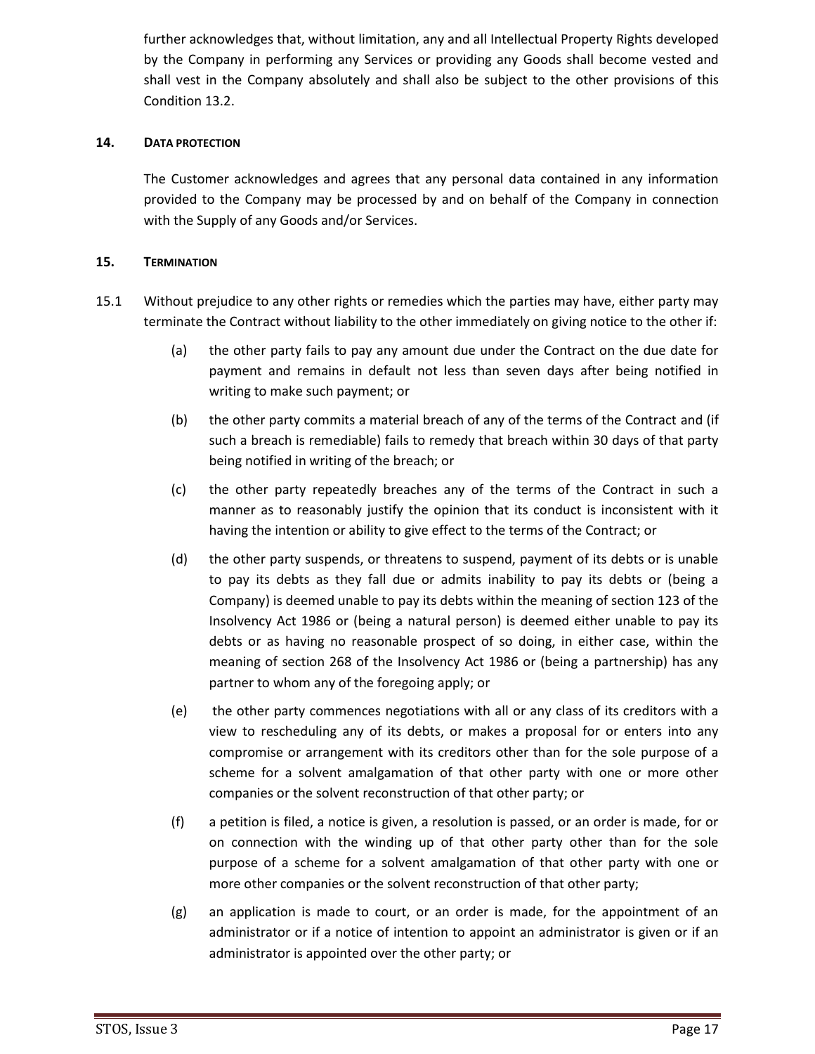further acknowledges that, without limitation, any and all Intellectual Property Rights developed by the Company in performing any Services or providing any Goods shall become vested and shall vest in the Company absolutely and shall also be subject to the other provisions of this Condition 13.2.

## 14. DATA PROTECTION

The Customer acknowledges and agrees that any personal data contained in any information provided to the Company may be processed by and on behalf of the Company in connection with the Supply of any Goods and/or Services.

## 15. TERMINATION

15.1 Without prejudice to any other rights or remedies which the parties may have, either party may terminate the Contract without liability to the other immediately on giving notice to the other if:

(a) the other party fails to pay any amount due under the Contract on the due date for payment and remains in default not less than seven days after being notified in writing to make such payment; or

(b) the other party commits a material breach of any of the terms of the Contract and (if such a breach is remediable) fails to remedy that breach within 30 days of that party being notified in writing of the breach; or

(c) the other party repeatedly breaches any of the terms of the Contract in such a manner as to reasonably justify the opinion that its conduct is inconsistent with it having the intention or ability to give effect to the terms of the Contract; or

(d) the other party suspends, or threatens to suspend, payment of its debts or is unable to pay its debts as they fall due or admits inability to pay its debts or (being a Company) is deemed unable to pay its debts within the meaning of section 123 of the Insolvency Act 1986 or (being a natural person) is deemed either unable to pay its debts or as having no reasonable prospect of so doing, in either case, within the meaning of section 268 of the Insolvency Act 1986 or (being a partnership) has any partner to whom any of the foregoing apply; or

(e) the other party commences negotiations with all or any class of its creditors with a view to rescheduling any of its debts, or makes a proposal for or enters into any compromise or arrangement with its creditors other than for the sole purpose of a scheme for a solvent amalgamation of that other party with one or more other companies or the solvent reconstruction of that other party; or

(f) a petition is filed, a notice is given, a resolution is passed, or an order is made, for or on connection with the winding up of that other party other than for the sole purpose of a scheme for a solvent amalgamation of that other party with one or more other companies or the solvent reconstruction of that other party;

(g) an application is made to court, or an order is made, for the appointment of an administrator or if a notice of intention to appoint an administrator is given or if an administrator is appointed over the other party; or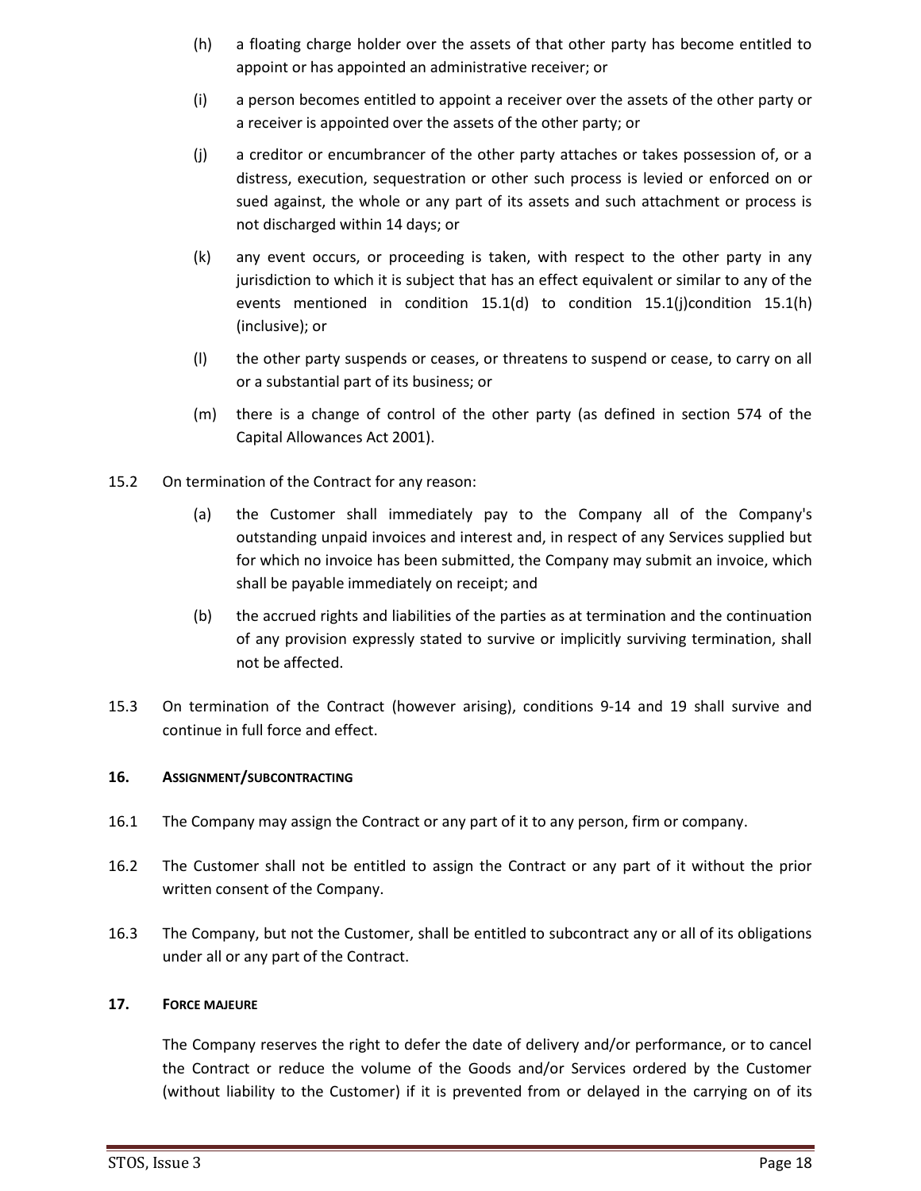(h) a floating charge holder over the assets of that other party has become entitled to appoint or has appointed an administrative receiver; or

(i) a person becomes entitled to appoint a receiver over the assets of the other party or a receiver is appointed over the assets of the other party; or

(j) a creditor or encumbrancer of the other party attaches or takes possession of, or a distress, execution, sequestration or other such process is levied or enforced on or sued against, the whole or any part of its assets and such attachment or process is not discharged within 14 days; or

(k) any event occurs, or proceeding is taken, with respect to the other party in any jurisdiction to which it is subject that has an effect equivalent or similar to any of the events mentioned in condition 15.1(d) to condition 15.1(j)condition 15.1(h) (inclusive); or

(l) the other party suspends or ceases, or threatens to suspend or cease, to carry on all or a substantial part of its business; or

(m) there is a change of control of the other party (as defined in section 574 of the Capital Allowances Act 2001).

15.2 On termination of the Contract for any reason:

(a) the Customer shall immediately pay to the Company all of the Company's outstanding unpaid invoices and interest and, in respect of any Services supplied but for which no invoice has been submitted, the Company may submit an invoice, which shall be payable immediately on receipt; and

(b) the accrued rights and liabilities of the parties as at termination and the continuation of any provision expressly stated to survive or implicitly surviving termination, shall not be affected.

15.3 On termination of the Contract (however arising), conditions 9-14 and 19 shall survive and continue in full force and effect.

## 16. Assignment/subcontracting

16.1 The Company may assign the Contract or any part of it to any person, firm or company.

16.2 The Customer shall not be entitled to assign the Contract or any part of it without the prior written consent of the Company.

16.3 The Company, but not the Customer, shall be entitled to subcontract any or all of its obligations under all or any part of the Contract.

## 17. Force majeure

The Company reserves the right to defer the date of delivery and/or performance, or to cancel the Contract or reduce the volume of the Goods and/or Services ordered by the Customer (without liability to the Customer) if it is prevented from or delayed in the carrying on of its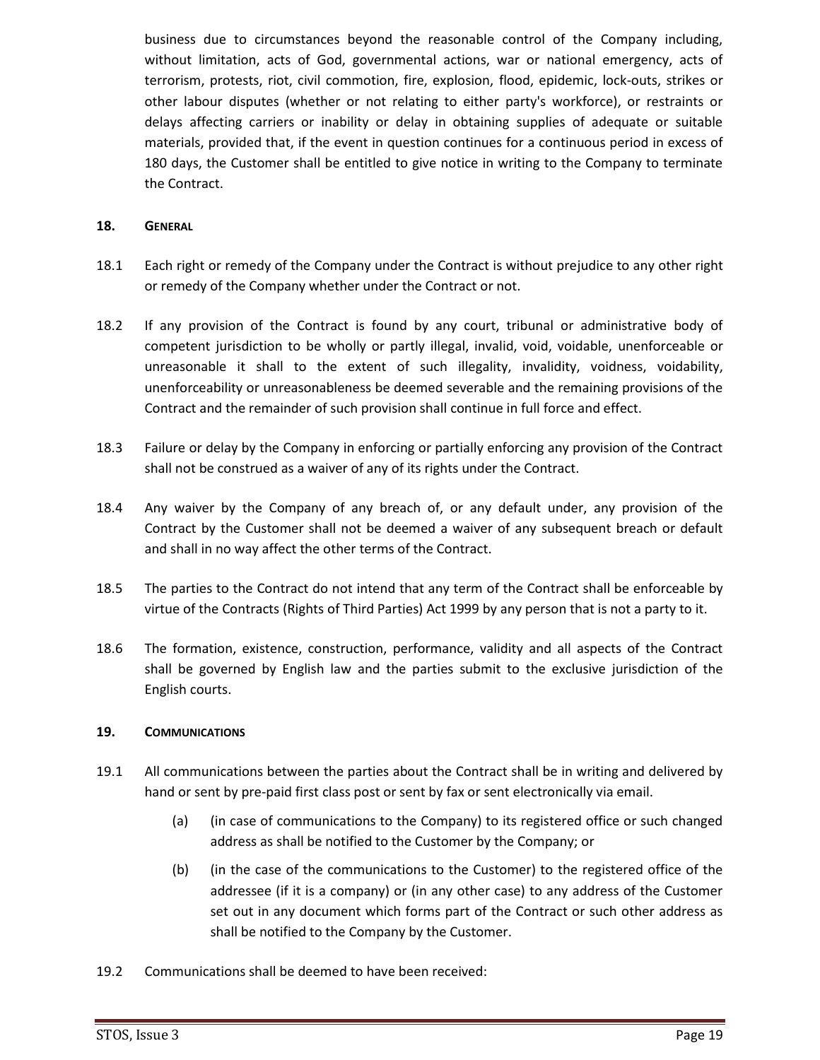business due to circumstances beyond the reasonable control of the Company including, without limitation, acts of God, governmental actions, war or national emergency, acts of terrorism, protests, riot, civil commotion, fire, explosion, flood, epidemic, lock-outs, strikes or other labour disputes (whether or not relating to either party's workforce), or restraints or delays affecting carriers or inability or delay in obtaining supplies of adequate or suitable materials, provided that, if the event in question continues for a continuous period in excess of 180 days, the Customer shall be entitled to give notice in writing to the Company to terminate the Contract.

## 18. GENERAL

18.1 Each right or remedy of the Company under the Contract is without prejudice to any other right or remedy of the Company whether under the Contract or not.

18.2 If any provision of the Contract is found by any court, tribunal or administrative body of competent jurisdiction to be wholly or partly illegal, invalid, void, voidable, unenforceable or unreasonable it shall to the extent of such illegality, invalidity, voidness, voidability, unenforceability or unreasonableness be deemed severable and the remaining provisions of the Contract and the remainder of such provision shall continue in full force and effect.

18.3 Failure or delay by the Company in enforcing or partially enforcing any provision of the Contract shall not be construed as a waiver of any of its rights under the Contract.

18.4 Any waiver by the Company of any breach of, or any default under, any provision of the Contract by the Customer shall not be deemed a waiver of any subsequent breach or default and shall in no way affect the other terms of the Contract.

18.5 The parties to the Contract do not intend that any term of the Contract shall be enforceable by virtue of the Contracts (Rights of Third Parties) Act 1999 by any person that is not a party to it.

18.6 The formation, existence, construction, performance, validity and all aspects of the Contract shall be governed by English law and the parties submit to the exclusive jurisdiction of the English courts.

## 19. COMMUNICATIONS

19.1 All communications between the parties about the Contract shall be in writing and delivered by hand or sent by pre-paid first class post or sent by fax or sent electronically via email.

(a) (in case of communications to the Company) to its registered office or such changed address as shall be notified to the Customer by the Company; or

(b) (in the case of the communications to the Customer) to the registered office of the addressee (if it is a company) or (in any other case) to any address of the Customer set out in any document which forms part of the Contract or such other address as shall be notified to the Company by the Customer.

19.2 Communications shall be deemed to have been received: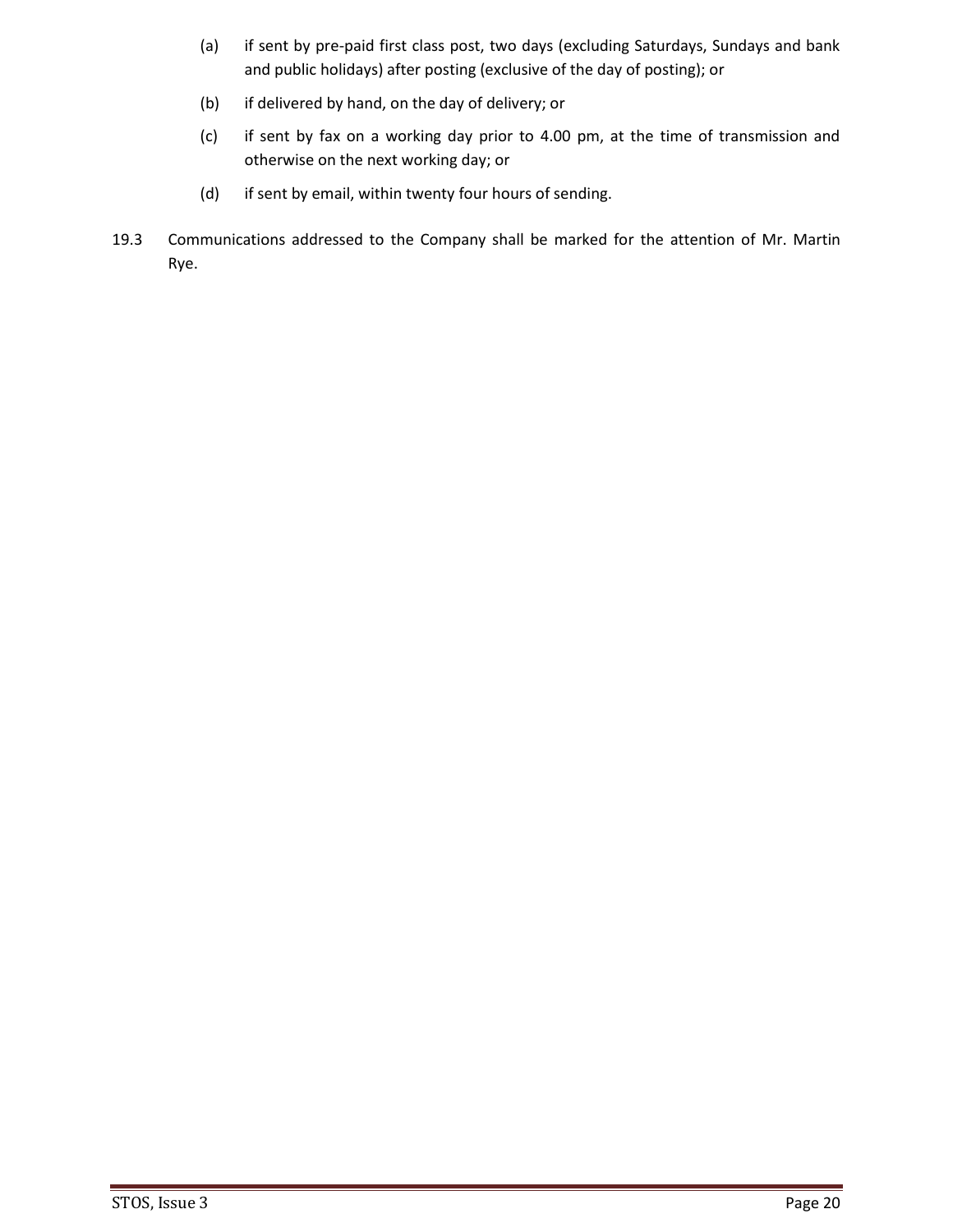(a) if sent by pre-paid first class post, two days (excluding Saturdays, Sundays and bank and public holidays) after posting (exclusive of the day of posting); or

(b) if delivered by hand, on the day of delivery; or

(c) if sent by fax on a working day prior to 4.00 pm, at the time of transmission and otherwise on the next working day; or

(d) if sent by email, within twenty four hours of sending.

19.3 Communications addressed to the Company shall be marked for the attention of Mr. Martin Rye.